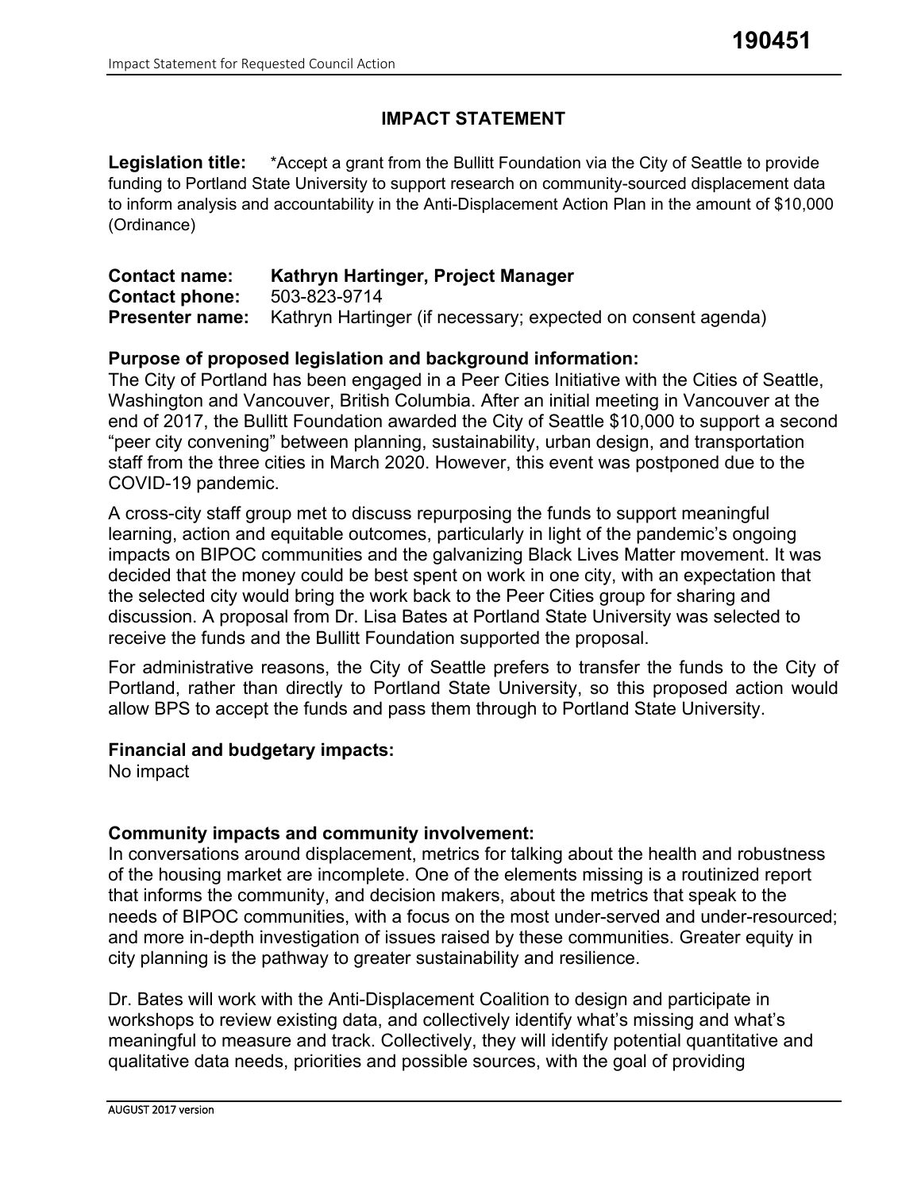190451

# IMPACT STATEMENT

**Legislation title:** *Accept a grant from the Bullitt Foundation via the City of Seattle to provide funding to Portland State University to support research on community-sourced displacement data to inform analysis and accountability in the Anti-Displacement Action Plan in the amount of $10,000 (Ordinance)

**Contact name:** **Kathryn Hartinger, Project Manager**
**Contact phone:** 503-823-9714
**Presenter name:** Kathryn Hartinger (if necessary; expected on consent agenda)

## Purpose of proposed legislation and background information:

The City of Portland has been engaged in a Peer Cities Initiative with the Cities of Seattle, Washington and Vancouver, British Columbia. After an initial meeting in Vancouver at the end of 2017, the Bullitt Foundation awarded the City of Seattle $10,000 to support a second "peer city convening" between planning, sustainability, urban design, and transportation staff from the three cities in March 2020. However, this event was postponed due to the COVID-19 pandemic.

A cross-city staff group met to discuss repurposing the funds to support meaningful learning, action and equitable outcomes, particularly in light of the pandemic's ongoing impacts on BIPOC communities and the galvanizing Black Lives Matter movement. It was decided that the money could be best spent on work in one city, with an expectation that the selected city would bring the work back to the Peer Cities group for sharing and discussion. A proposal from Dr. Lisa Bates at Portland State University was selected to receive the funds and the Bullitt Foundation supported the proposal.

For administrative reasons, the City of Seattle prefers to transfer the funds to the City of Portland, rather than directly to Portland State University, so this proposed action would allow BPS to accept the funds and pass them through to Portland State University.

## Financial and budgetary impacts:

No impact

## Community impacts and community involvement:

In conversations around displacement, metrics for talking about the health and robustness of the housing market are incomplete. One of the elements missing is a routinized report that informs the community, and decision makers, about the metrics that speak to the needs of BIPOC communities, with a focus on the most under-served and under-resourced; and more in-depth investigation of issues raised by these communities. Greater equity in city planning is the pathway to greater sustainability and resilience.

Dr. Bates will work with the Anti-Displacement Coalition to design and participate in workshops to review existing data, and collectively identify what's missing and what's meaningful to measure and track. Collectively, they will identify potential quantitative and qualitative data needs, priorities and possible sources, with the goal of providing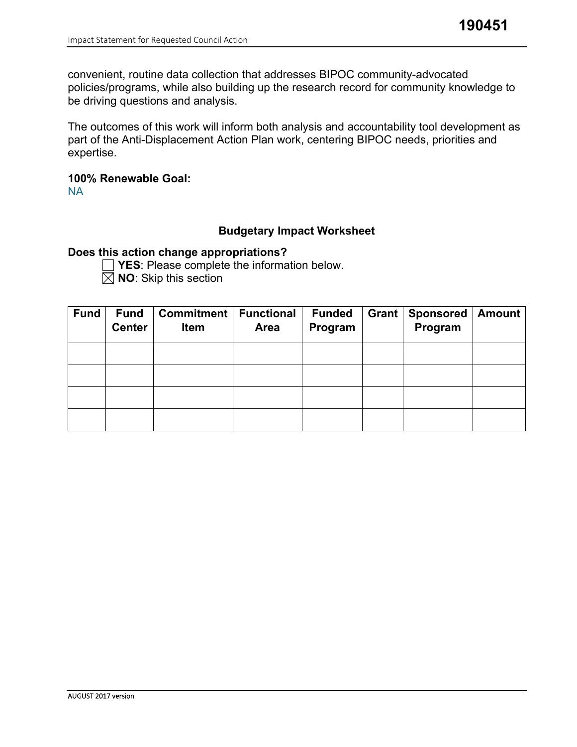convenient, routine data collection that addresses BIPOC community-advocated policies/programs, while also building up the research record for community knowledge to be driving questions and analysis.

The outcomes of this work will inform both analysis and accountability tool development as part of the Anti-Displacement Action Plan work, centering BIPOC needs, priorities and expertise.

**100% Renewable Goal:**
NA

**Budgetary Impact Worksheet**

**Does this action change appropriations?**

☐ **YES**: Please complete the information below.
☒ **NO**: Skip this section

| Fund | Fund Center | Commitment Item | Functional Area | Funded Program | Grant | Sponsored Program | Amount |
|---|---|---|---|---|---|---|---|
| | | | | | | | |
| | | | | | | | |
| | | | | | | | |
| | | | | | | | |